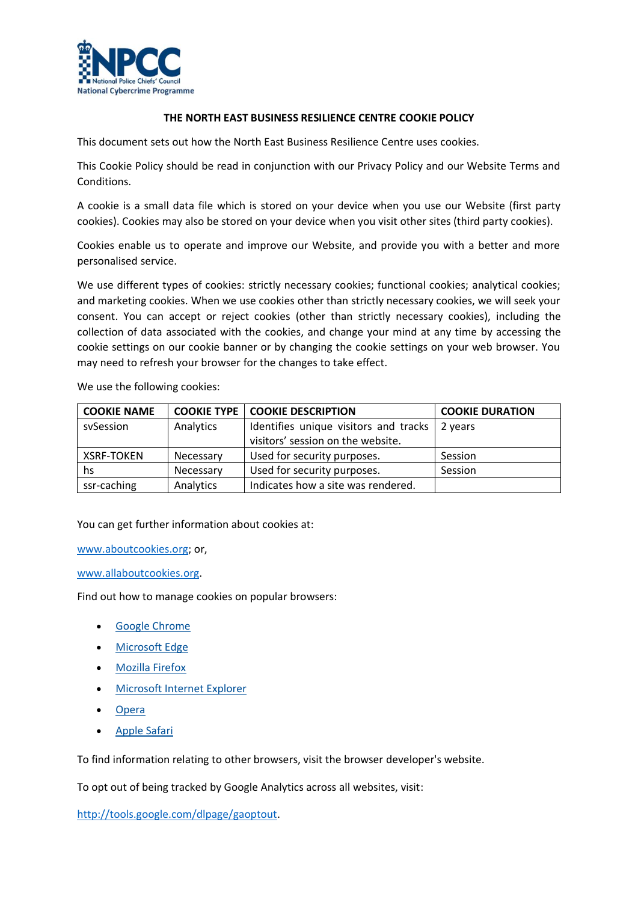NPCC National Police Chiefs' Council
National Cybercrime Programme

# THE NORTH EAST BUSINESS RESILIENCE CENTRE COOKIE POLICY

This document sets out how the North East Business Resilience Centre uses cookies.

This Cookie Policy should be read in conjunction with our Privacy Policy and our Website Terms and Conditions.

A cookie is a small data file which is stored on your device when you use our Website (first party cookies). Cookies may also be stored on your device when you visit other sites (third party cookies).

Cookies enable us to operate and improve our Website, and provide you with a better and more personalised service.

We use different types of cookies: strictly necessary cookies; functional cookies; analytical cookies; and marketing cookies. When we use cookies other than strictly necessary cookies, we will seek your consent. You can accept or reject cookies (other than strictly necessary cookies), including the collection of data associated with the cookies, and change your mind at any time by accessing the cookie settings on our cookie banner or by changing the cookie settings on your web browser. You may need to refresh your browser for the changes to take effect.

We use the following cookies:

| COOKIE NAME | COOKIE TYPE | COOKIE DESCRIPTION | COOKIE DURATION |
|---|---|---|---|
| svSession | Analytics | Identifies unique visitors and tracks visitors' session on the website. | 2 years |
| XSRF-TOKEN | Necessary | Used for security purposes. | Session |
| hs | Necessary | Used for security purposes. | Session |
| ssr-caching | Analytics | Indicates how a site was rendered. | |

You can get further information about cookies at:

[www.aboutcookies.org](www.aboutcookies.org); or,

[www.allaboutcookies.org](www.allaboutcookies.org).

Find out how to manage cookies on popular browsers:

- Google Chrome
- Microsoft Edge
- Mozilla Firefox
- Microsoft Internet Explorer
- Opera
- Apple Safari

To find information relating to other browsers, visit the browser developer's website.

To opt out of being tracked by Google Analytics across all websites, visit:

http://tools.google.com/dlpage/gaoptout.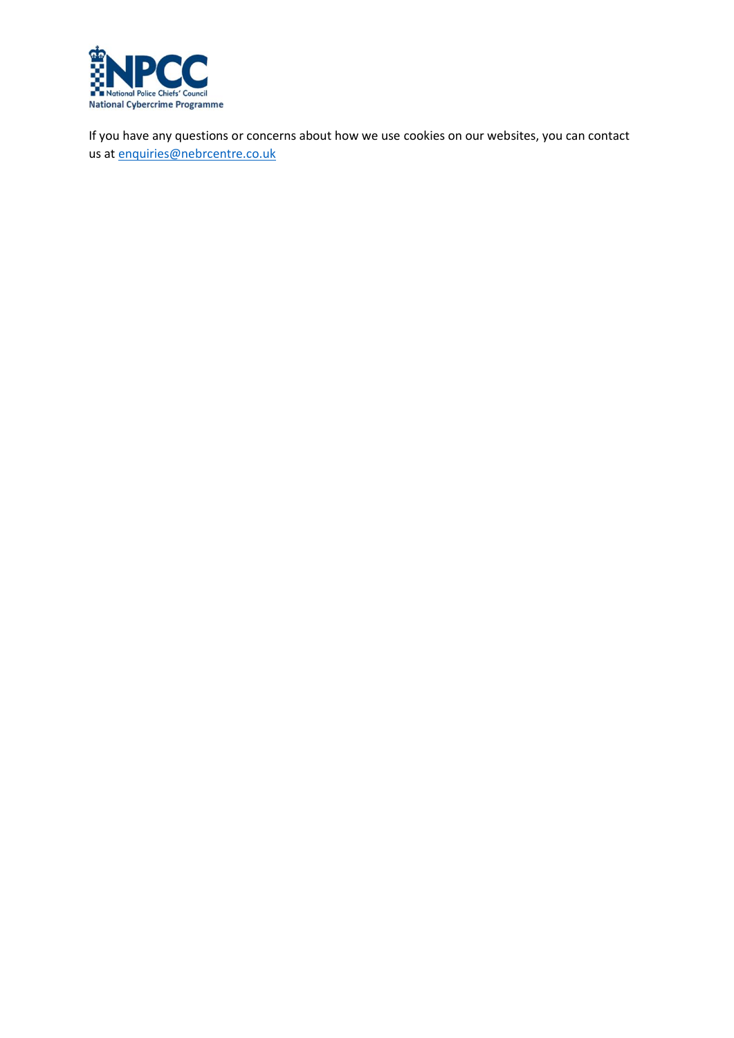If you have any questions or concerns about how we use cookies on our websites, you can contact us at enquiries@nebrcentre.co.uk